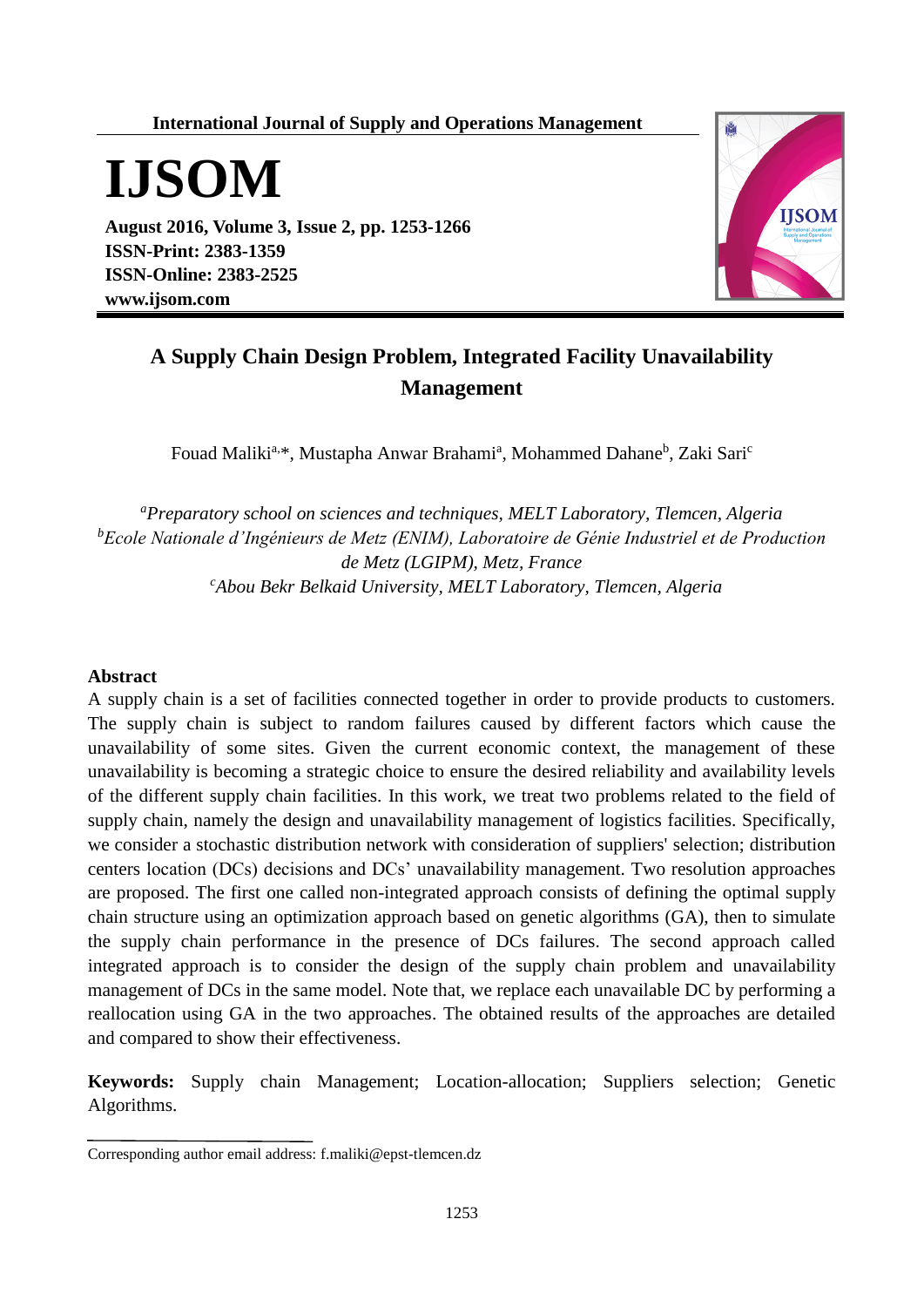# A Supply Chain Design Problem, Integrated Facility Unavailability Management

Fouad Maliki[a,*], Mustapha Anwar Brahami[a], Mohammed Dahane[b], Zaki Sari[c]

*[a]Preparatory school on sciences and techniques, MELT Laboratory, Tlemcen, Algeria*
*[b]Ecole Nationale d'Ingénieurs de Metz (ENIM), Laboratoire de Génie Industriel et de Production de Metz (LGIPM), Metz, France*
*[c]Abou Bekr Belkaid University, MELT Laboratory, Tlemcen, Algeria*

## Abstract

A supply chain is a set of facilities connected together in order to provide products to customers. The supply chain is subject to random failures caused by different factors which cause the unavailability of some sites. Given the current economic context, the management of these unavailability is becoming a strategic choice to ensure the desired reliability and availability levels of the different supply chain facilities. In this work, we treat two problems related to the field of supply chain, namely the design and unavailability management of logistics facilities. Specifically, we consider a stochastic distribution network with consideration of suppliers' selection; distribution centers location (DCs) decisions and DCs' unavailability management. Two resolution approaches are proposed. The first one called non-integrated approach consists of defining the optimal supply chain structure using an optimization approach based on genetic algorithms (GA), then to simulate the supply chain performance in the presence of DCs failures. The second approach called integrated approach is to consider the design of the supply chain problem and unavailability management of DCs in the same model. Note that, we replace each unavailable DC by performing a reallocation using GA in the two approaches. The obtained results of the approaches are detailed and compared to show their effectiveness.

**Keywords:** Supply chain Management; Location-allocation; Suppliers selection; Genetic Algorithms.

---

Corresponding author email address: f.maliki@epst-tlemcen.dz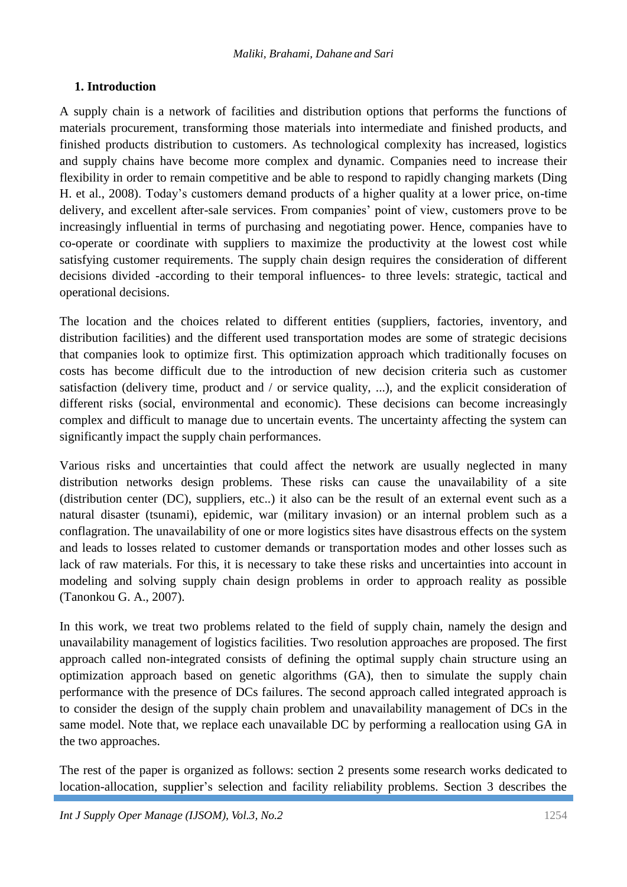## 1. Introduction

A supply chain is a network of facilities and distribution options that performs the functions of materials procurement, transforming those materials into intermediate and finished products, and finished products distribution to customers. As technological complexity has increased, logistics and supply chains have become more complex and dynamic. Companies need to increase their flexibility in order to remain competitive and be able to respond to rapidly changing markets (Ding H. et al., 2008). Today's customers demand products of a higher quality at a lower price, on-time delivery, and excellent after-sale services. From companies' point of view, customers prove to be increasingly influential in terms of purchasing and negotiating power. Hence, companies have to co-operate or coordinate with suppliers to maximize the productivity at the lowest cost while satisfying customer requirements. The supply chain design requires the consideration of different decisions divided -according to their temporal influences- to three levels: strategic, tactical and operational decisions.

The location and the choices related to different entities (suppliers, factories, inventory, and distribution facilities) and the different used transportation modes are some of strategic decisions that companies look to optimize first. This optimization approach which traditionally focuses on costs has become difficult due to the introduction of new decision criteria such as customer satisfaction (delivery time, product and / or service quality, ...), and the explicit consideration of different risks (social, environmental and economic). These decisions can become increasingly complex and difficult to manage due to uncertain events. The uncertainty affecting the system can significantly impact the supply chain performances.

Various risks and uncertainties that could affect the network are usually neglected in many distribution networks design problems. These risks can cause the unavailability of a site (distribution center (DC), suppliers, etc..) it also can be the result of an external event such as a natural disaster (tsunami), epidemic, war (military invasion) or an internal problem such as a conflagration. The unavailability of one or more logistics sites have disastrous effects on the system and leads to losses related to customer demands or transportation modes and other losses such as lack of raw materials. For this, it is necessary to take these risks and uncertainties into account in modeling and solving supply chain design problems in order to approach reality as possible (Tanonkou G. A., 2007).

In this work, we treat two problems related to the field of supply chain, namely the design and unavailability management of logistics facilities. Two resolution approaches are proposed. The first approach called non-integrated consists of defining the optimal supply chain structure using an optimization approach based on genetic algorithms (GA), then to simulate the supply chain performance with the presence of DCs failures. The second approach called integrated approach is to consider the design of the supply chain problem and unavailability management of DCs in the same model. Note that, we replace each unavailable DC by performing a reallocation using GA in the two approaches.

The rest of the paper is organized as follows: section 2 presents some research works dedicated to location-allocation, supplier's selection and facility reliability problems. Section 3 describes the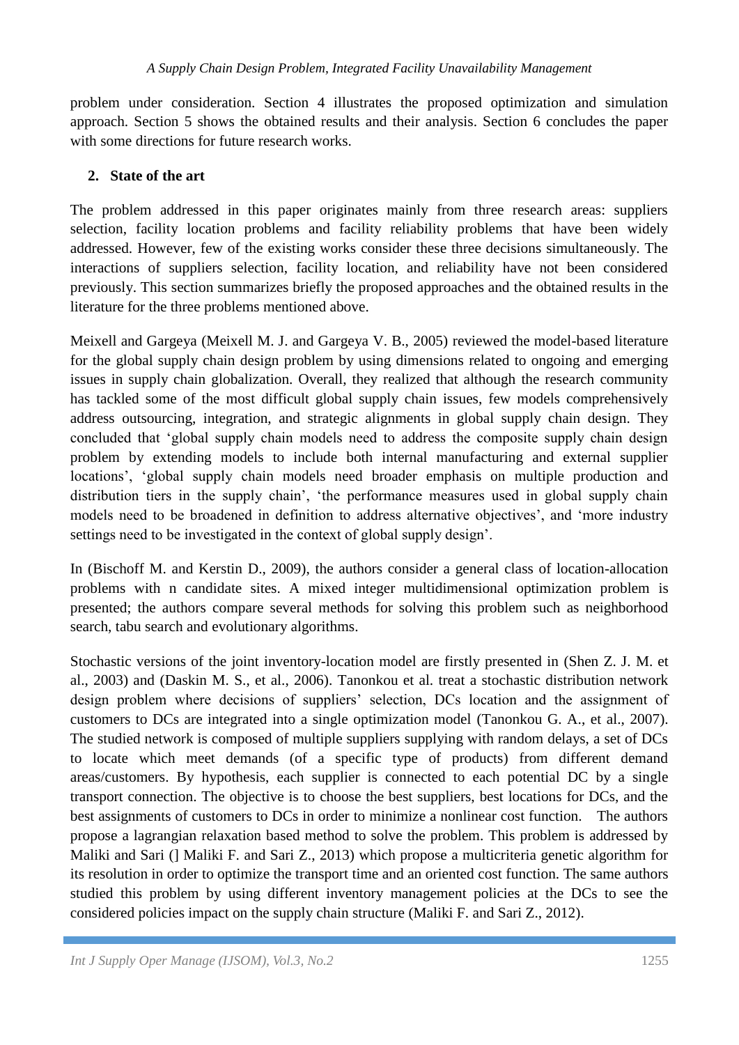problem under consideration. Section 4 illustrates the proposed optimization and simulation approach. Section 5 shows the obtained results and their analysis. Section 6 concludes the paper with some directions for future research works.

## 2. State of the art

The problem addressed in this paper originates mainly from three research areas: suppliers selection, facility location problems and facility reliability problems that have been widely addressed. However, few of the existing works consider these three decisions simultaneously. The interactions of suppliers selection, facility location, and reliability have not been considered previously. This section summarizes briefly the proposed approaches and the obtained results in the literature for the three problems mentioned above.

Meixell and Gargeya (Meixell M. J. and Gargeya V. B., 2005) reviewed the model-based literature for the global supply chain design problem by using dimensions related to ongoing and emerging issues in supply chain globalization. Overall, they realized that although the research community has tackled some of the most difficult global supply chain issues, few models comprehensively address outsourcing, integration, and strategic alignments in global supply chain design. They concluded that 'global supply chain models need to address the composite supply chain design problem by extending models to include both internal manufacturing and external supplier locations', 'global supply chain models need broader emphasis on multiple production and distribution tiers in the supply chain', 'the performance measures used in global supply chain models need to be broadened in definition to address alternative objectives', and 'more industry settings need to be investigated in the context of global supply design'.

In (Bischoff M. and Kerstin D., 2009), the authors consider a general class of location-allocation problems with n candidate sites. A mixed integer multidimensional optimization problem is presented; the authors compare several methods for solving this problem such as neighborhood search, tabu search and evolutionary algorithms.

Stochastic versions of the joint inventory-location model are firstly presented in (Shen Z. J. M. et al., 2003) and (Daskin M. S., et al., 2006). Tanonkou et al. treat a stochastic distribution network design problem where decisions of suppliers' selection, DCs location and the assignment of customers to DCs are integrated into a single optimization model (Tanonkou G. A., et al., 2007). The studied network is composed of multiple suppliers supplying with random delays, a set of DCs to locate which meet demands (of a specific type of products) from different demand areas/customers. By hypothesis, each supplier is connected to each potential DC by a single transport connection. The objective is to choose the best suppliers, best locations for DCs, and the best assignments of customers to DCs in order to minimize a nonlinear cost function. The authors propose a lagrangian relaxation based method to solve the problem. This problem is addressed by Maliki and Sari (] Maliki F. and Sari Z., 2013) which propose a multicriteria genetic algorithm for its resolution in order to optimize the transport time and an oriented cost function. The same authors studied this problem by using different inventory management policies at the DCs to see the considered policies impact on the supply chain structure (Maliki F. and Sari Z., 2012).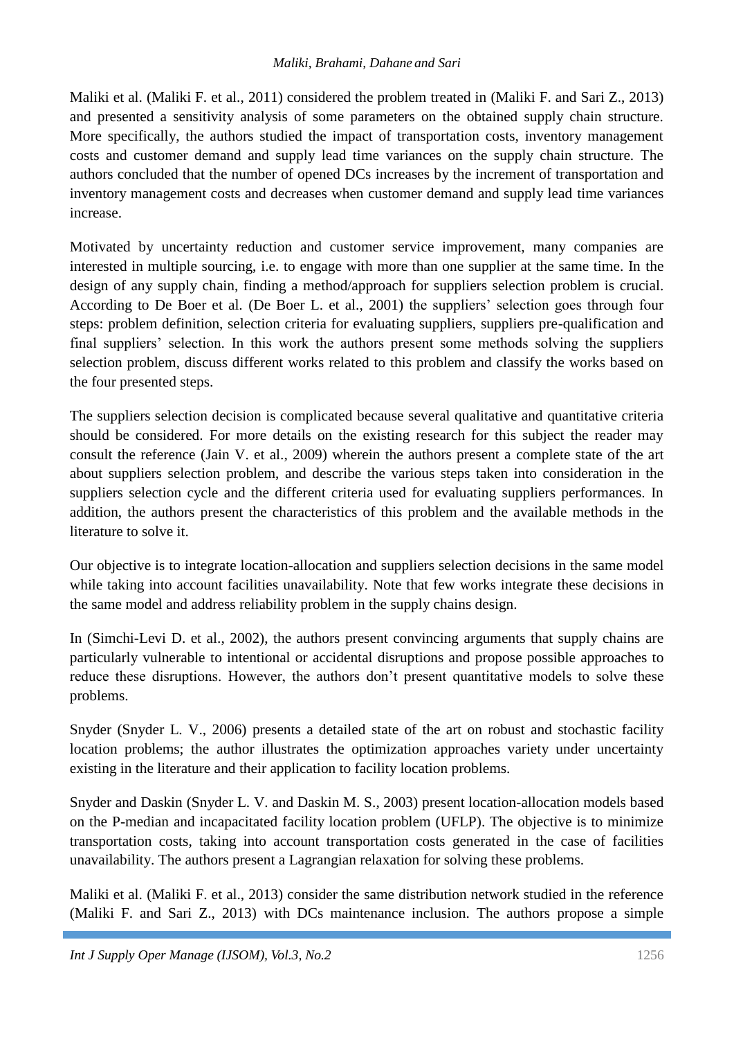Maliki et al. (Maliki F. et al., 2011) considered the problem treated in (Maliki F. and Sari Z., 2013) and presented a sensitivity analysis of some parameters on the obtained supply chain structure. More specifically, the authors studied the impact of transportation costs, inventory management costs and customer demand and supply lead time variances on the supply chain structure. The authors concluded that the number of opened DCs increases by the increment of transportation and inventory management costs and decreases when customer demand and supply lead time variances increase.

Motivated by uncertainty reduction and customer service improvement, many companies are interested in multiple sourcing, i.e. to engage with more than one supplier at the same time. In the design of any supply chain, finding a method/approach for suppliers selection problem is crucial. According to De Boer et al. (De Boer L. et al., 2001) the suppliers' selection goes through four steps: problem definition, selection criteria for evaluating suppliers, suppliers pre-qualification and final suppliers' selection. In this work the authors present some methods solving the suppliers selection problem, discuss different works related to this problem and classify the works based on the four presented steps.

The suppliers selection decision is complicated because several qualitative and quantitative criteria should be considered. For more details on the existing research for this subject the reader may consult the reference (Jain V. et al., 2009) wherein the authors present a complete state of the art about suppliers selection problem, and describe the various steps taken into consideration in the suppliers selection cycle and the different criteria used for evaluating suppliers performances. In addition, the authors present the characteristics of this problem and the available methods in the literature to solve it.

Our objective is to integrate location-allocation and suppliers selection decisions in the same model while taking into account facilities unavailability. Note that few works integrate these decisions in the same model and address reliability problem in the supply chains design.

In (Simchi-Levi D. et al., 2002), the authors present convincing arguments that supply chains are particularly vulnerable to intentional or accidental disruptions and propose possible approaches to reduce these disruptions. However, the authors don't present quantitative models to solve these problems.

Snyder (Snyder L. V., 2006) presents a detailed state of the art on robust and stochastic facility location problems; the author illustrates the optimization approaches variety under uncertainty existing in the literature and their application to facility location problems.

Snyder and Daskin (Snyder L. V. and Daskin M. S., 2003) present location-allocation models based on the P-median and incapacitated facility location problem (UFLP). The objective is to minimize transportation costs, taking into account transportation costs generated in the case of facilities unavailability. The authors present a Lagrangian relaxation for solving these problems.

Maliki et al. (Maliki F. et al., 2013) consider the same distribution network studied in the reference (Maliki F. and Sari Z., 2013) with DCs maintenance inclusion. The authors propose a simple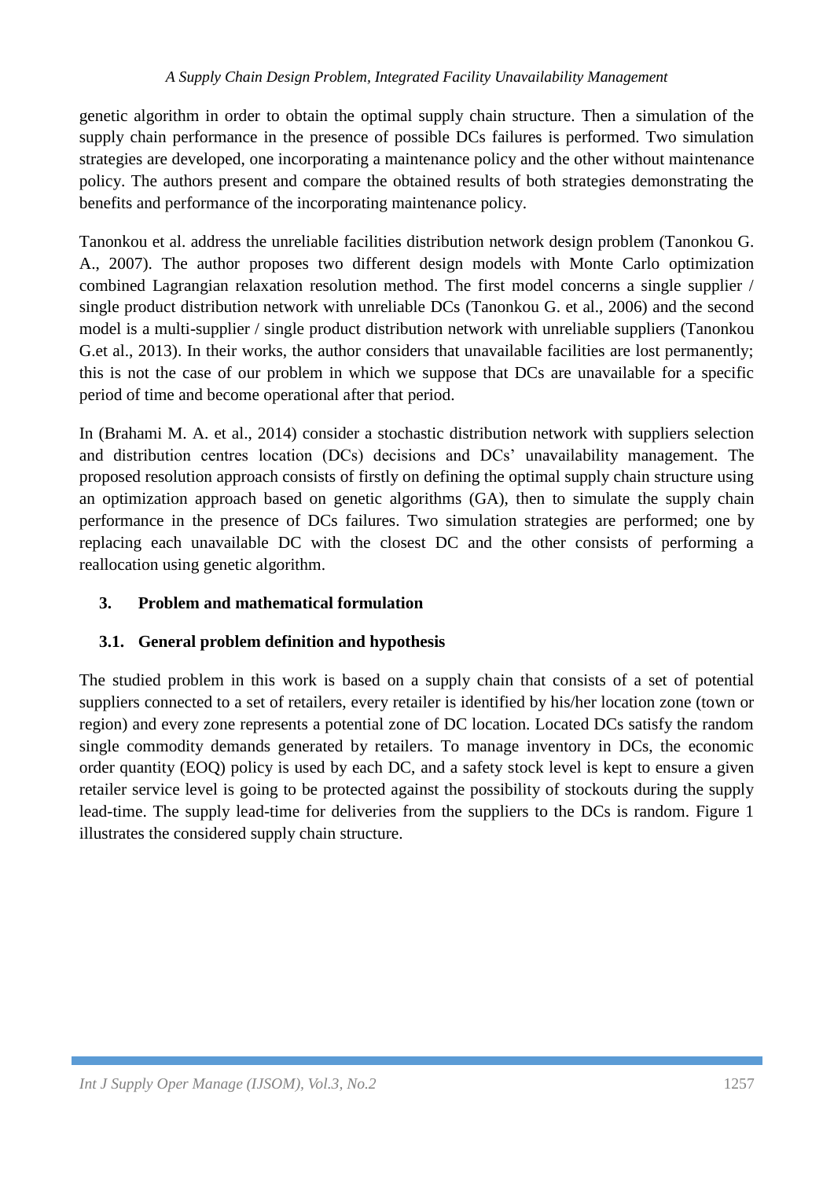genetic algorithm in order to obtain the optimal supply chain structure. Then a simulation of the supply chain performance in the presence of possible DCs failures is performed. Two simulation strategies are developed, one incorporating a maintenance policy and the other without maintenance policy. The authors present and compare the obtained results of both strategies demonstrating the benefits and performance of the incorporating maintenance policy.

Tanonkou et al. address the unreliable facilities distribution network design problem (Tanonkou G. A., 2007). The author proposes two different design models with Monte Carlo optimization combined Lagrangian relaxation resolution method. The first model concerns a single supplier / single product distribution network with unreliable DCs (Tanonkou G. et al., 2006) and the second model is a multi-supplier / single product distribution network with unreliable suppliers (Tanonkou G.et al., 2013). In their works, the author considers that unavailable facilities are lost permanently; this is not the case of our problem in which we suppose that DCs are unavailable for a specific period of time and become operational after that period.

In (Brahami M. A. et al., 2014) consider a stochastic distribution network with suppliers selection and distribution centres location (DCs) decisions and DCs' unavailability management. The proposed resolution approach consists of firstly on defining the optimal supply chain structure using an optimization approach based on genetic algorithms (GA), then to simulate the supply chain performance in the presence of DCs failures. Two simulation strategies are performed; one by replacing each unavailable DC with the closest DC and the other consists of performing a reallocation using genetic algorithm.

## 3. Problem and mathematical formulation

### 3.1. General problem definition and hypothesis

The studied problem in this work is based on a supply chain that consists of a set of potential suppliers connected to a set of retailers, every retailer is identified by his/her location zone (town or region) and every zone represents a potential zone of DC location. Located DCs satisfy the random single commodity demands generated by retailers. To manage inventory in DCs, the economic order quantity (EOQ) policy is used by each DC, and a safety stock level is kept to ensure a given retailer service level is going to be protected against the possibility of stockouts during the supply lead-time. The supply lead-time for deliveries from the suppliers to the DCs is random. Figure 1 illustrates the considered supply chain structure.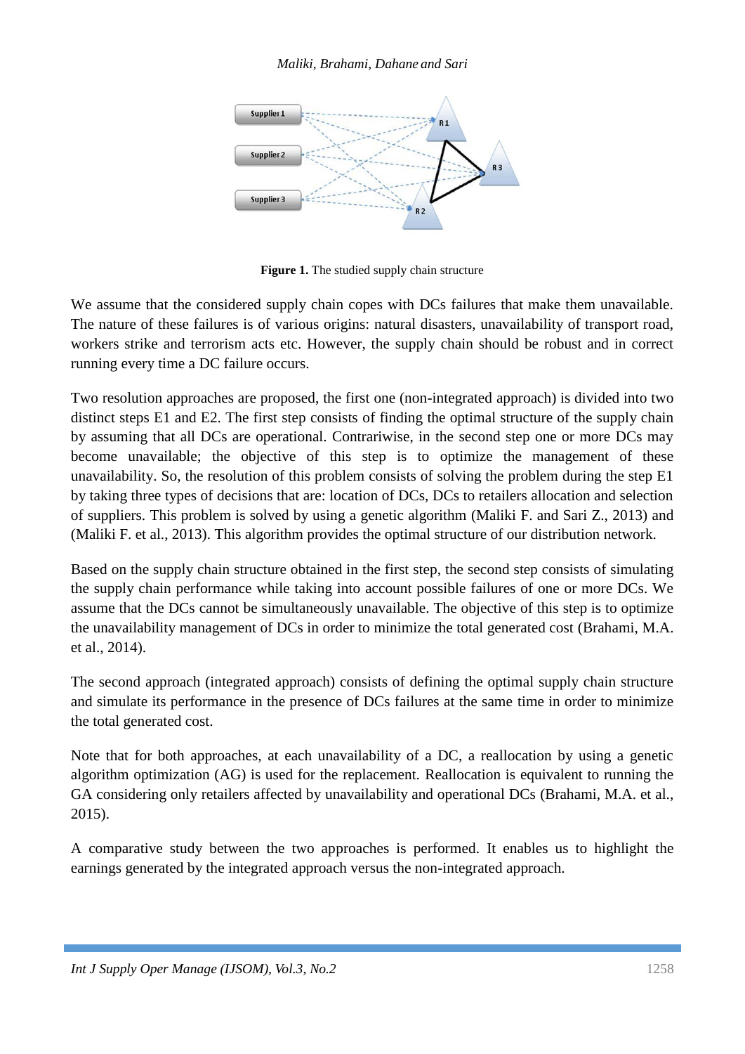**Figure 1.** The studied supply chain structure

We assume that the considered supply chain copes with DCs failures that make them unavailable. The nature of these failures is of various origins: natural disasters, unavailability of transport road, workers strike and terrorism acts etc. However, the supply chain should be robust and in correct running every time a DC failure occurs.

Two resolution approaches are proposed, the first one (non-integrated approach) is divided into two distinct steps E1 and E2. The first step consists of finding the optimal structure of the supply chain by assuming that all DCs are operational. Contrariwise, in the second step one or more DCs may become unavailable; the objective of this step is to optimize the management of these unavailability. So, the resolution of this problem consists of solving the problem during the step E1 by taking three types of decisions that are: location of DCs, DCs to retailers allocation and selection of suppliers. This problem is solved by using a genetic algorithm (Maliki F. and Sari Z., 2013) and (Maliki F. et al., 2013). This algorithm provides the optimal structure of our distribution network.

Based on the supply chain structure obtained in the first step, the second step consists of simulating the supply chain performance while taking into account possible failures of one or more DCs. We assume that the DCs cannot be simultaneously unavailable. The objective of this step is to optimize the unavailability management of DCs in order to minimize the total generated cost (Brahami, M.A. et al., 2014).

The second approach (integrated approach) consists of defining the optimal supply chain structure and simulate its performance in the presence of DCs failures at the same time in order to minimize the total generated cost.

Note that for both approaches, at each unavailability of a DC, a reallocation by using a genetic algorithm optimization (AG) is used for the replacement. Reallocation is equivalent to running the GA considering only retailers affected by unavailability and operational DCs (Brahami, M.A. et al., 2015).

A comparative study between the two approaches is performed. It enables us to highlight the earnings generated by the integrated approach versus the non-integrated approach.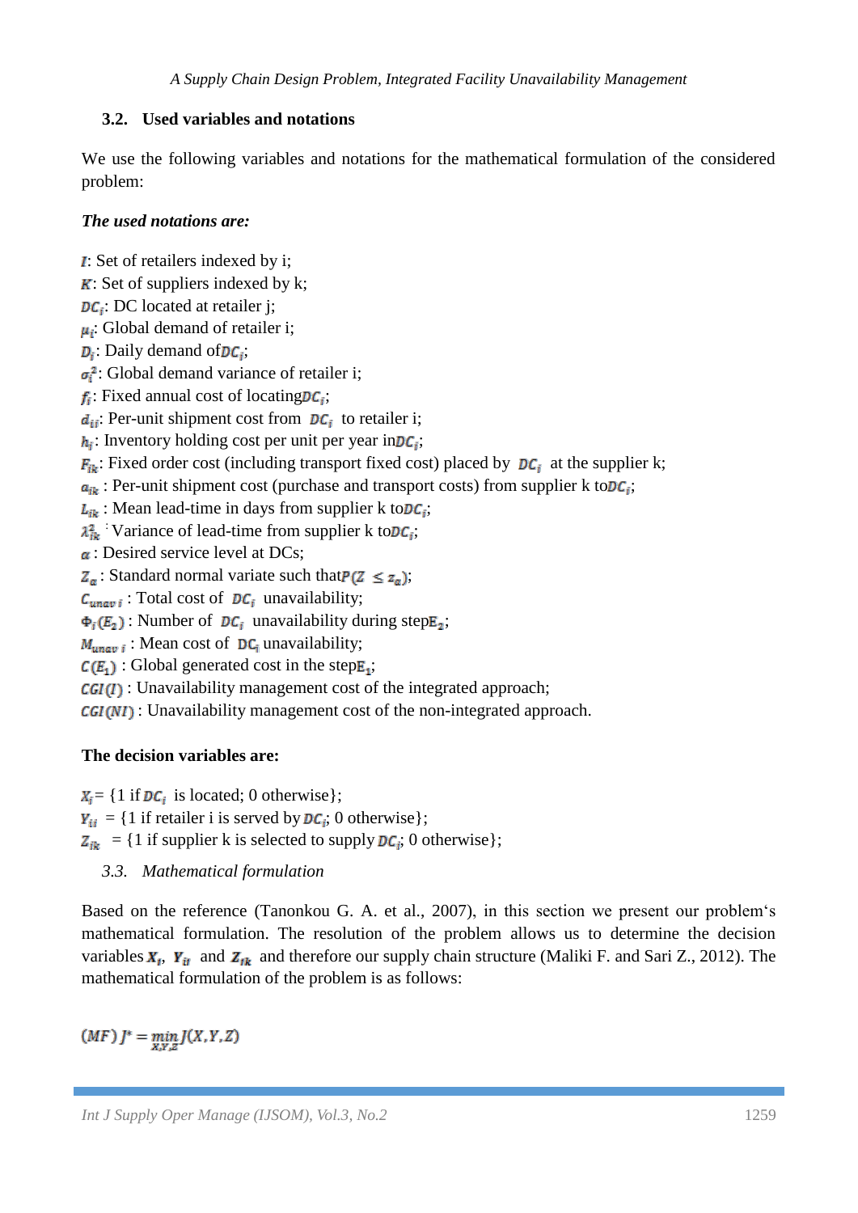### 3.2. Used variables and notations

We use the following variables and notations for the mathematical formulation of the considered problem:

***The used notations are:***

$I$: Set of retailers indexed by i;
$K$: Set of suppliers indexed by k;
$DC_j$: DC located at retailer j;
$\mu_i$: Global demand of retailer i;
$D_j$: Daily demand of $DC_j$;
$\sigma_i^2$: Global demand variance of retailer i;
$f_j$: Fixed annual cost of locating $DC_j$;
$d_{ij}$: Per-unit shipment cost from $DC_j$ to retailer i;
$h_j$: Inventory holding cost per unit per year in $DC_j$;
$F_{jk}$: Fixed order cost (including transport fixed cost) placed by $DC_j$ at the supplier k;
$a_{jk}$ : Per-unit shipment cost (purchase and transport costs) from supplier k to $DC_j$;
$L_{jk}$ : Mean lead-time in days from supplier k to $DC_j$;
$\lambda_{jk}^2$ : Variance of lead-time from supplier k to $DC_j$;
$\alpha$ : Desired service level at DCs;
$Z_\alpha$ : Standard normal variate such that $P(Z \leq z_\alpha)$;
$C_{unav\,j}$ : Total cost of $DC_j$ unavailability;
$\Phi_j(E_2)$ : Number of $DC_j$ unavailability during step $E_2$;
$M_{unav\,j}$ : Mean cost of $DC_j$ unavailability;
$C(E_1)$ : Global generated cost in the step $E_1$;
$CGI(I)$ : Unavailability management cost of the integrated approach;
$CGI(NI)$ : Unavailability management cost of the non-integrated approach.

**The decision variables are:**

$X_j$ = {1 if $DC_j$ is located; 0 otherwise};
$Y_{ij}$ = {1 if retailer i is served by $DC_j$; 0 otherwise};
$Z_{jk}$ = {1 if supplier k is selected to supply $DC_j$; 0 otherwise};

### *3.3. Mathematical formulation*

Based on the reference (Tanonkou G. A. et al., 2007), in this section we present our problem's mathematical formulation. The resolution of the problem allows us to determine the decision variables $X_j$, $Y_{ij}$ and $Z_{jk}$ and therefore our supply chain structure (Maliki F. and Sari Z., 2012). The mathematical formulation of the problem is as follows:

$$(MF)\; J^* = \min_{X,Y,Z} J(X,Y,Z)$$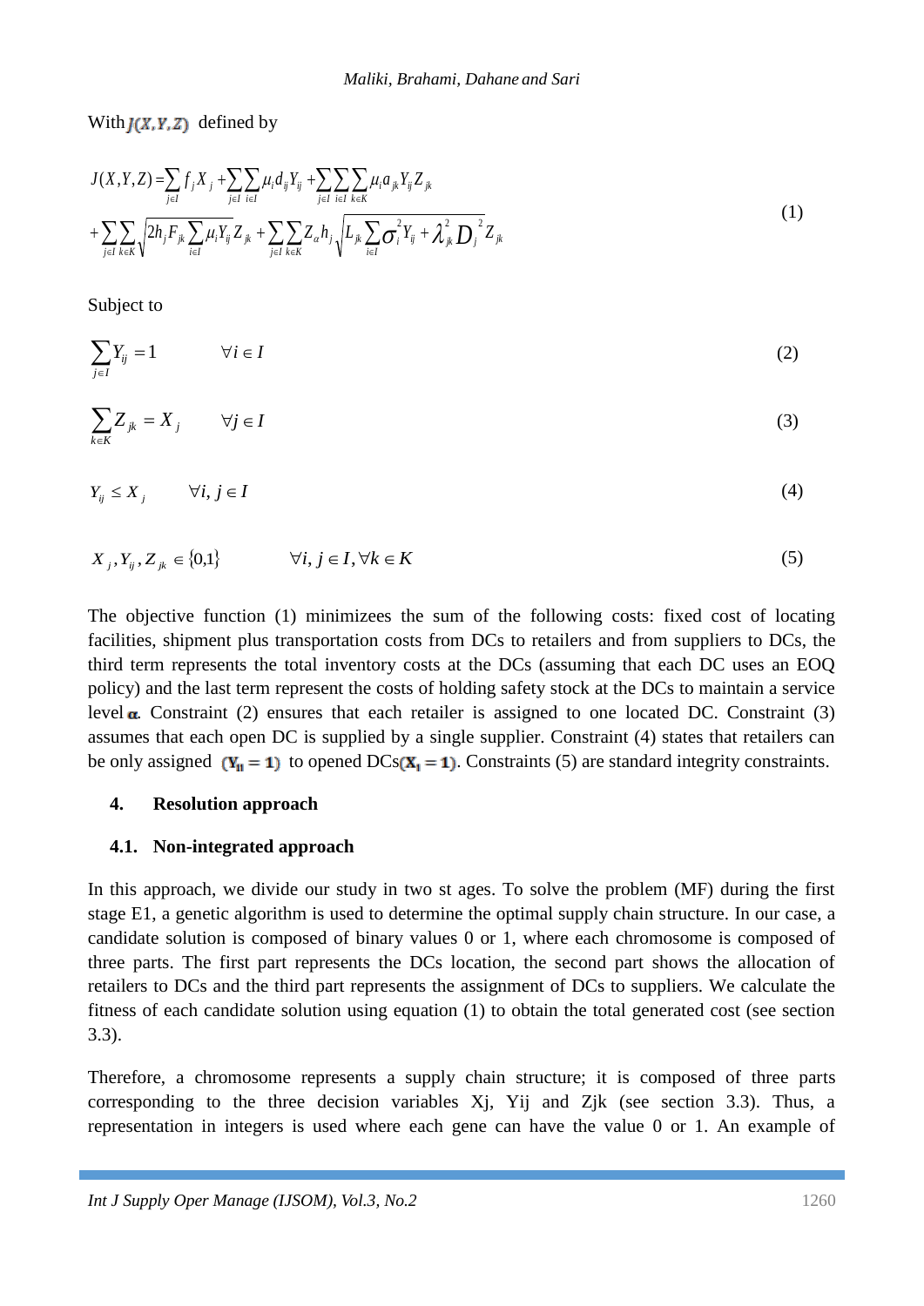With $J(X,Y,Z)$ defined by

$$J(X,Y,Z) = \sum_{j\in I} f_j X_j + \sum_{j\in I}\sum_{i\in I} \mu_i d_{ij} Y_{ij} + \sum_{j\in I}\sum_{i\in I}\sum_{k\in K} \mu_i a_{jk} Y_{ij} Z_{jk}$$
$$+ \sum_{j\in I}\sum_{k\in K} \sqrt{2h_j F_{jk} \sum_{i\in I} \mu_i Y_{ij}}\, Z_{jk} + \sum_{j\in I}\sum_{k\in K} Z_\alpha h_j \sqrt{L_{jk} \sum_{i\in I} \sigma_i^2 Y_{ij} + \lambda_{jk}^2 D_j^2}\, Z_{jk} \tag{1}$$

Subject to

$$\sum_{j\in I} Y_{ij} = 1 \qquad \forall i \in I \tag{2}$$

$$\sum_{k\in K} Z_{jk} = X_j \qquad \forall j \in I \tag{3}$$

$$Y_{ij} \le X_j \qquad \forall i, j \in I \tag{4}$$

$$X_j, Y_{ij}, Z_{jk} \in \{0,1\} \qquad \forall i, j \in I, \forall k \in K \tag{5}$$

The objective function (1) minimizees the sum of the following costs: fixed cost of locating facilities, shipment plus transportation costs from DCs to retailers and from suppliers to DCs, the third term represents the total inventory costs at the DCs (assuming that each DC uses an EOQ policy) and the last term represent the costs of holding safety stock at the DCs to maintain a service level $\alpha$. Constraint (2) ensures that each retailer is assigned to one located DC. Constraint (3) assumes that each open DC is supplied by a single supplier. Constraint (4) states that retailers can be only assigned $(Y_{ij} = 1)$ to opened DCs$(X_j = 1)$. Constraints (5) are standard integrity constraints.

## 4. Resolution approach

### 4.1. Non-integrated approach

In this approach, we divide our study in two st ages. To solve the problem (MF) during the first stage E1, a genetic algorithm is used to determine the optimal supply chain structure. In our case, a candidate solution is composed of binary values 0 or 1, where each chromosome is composed of three parts. The first part represents the DCs location, the second part shows the allocation of retailers to DCs and the third part represents the assignment of DCs to suppliers. We calculate the fitness of each candidate solution using equation (1) to obtain the total generated cost (see section 3.3).

Therefore, a chromosome represents a supply chain structure; it is composed of three parts corresponding to the three decision variables Xj, Yij and Zjk (see section 3.3). Thus, a representation in integers is used where each gene can have the value 0 or 1. An example of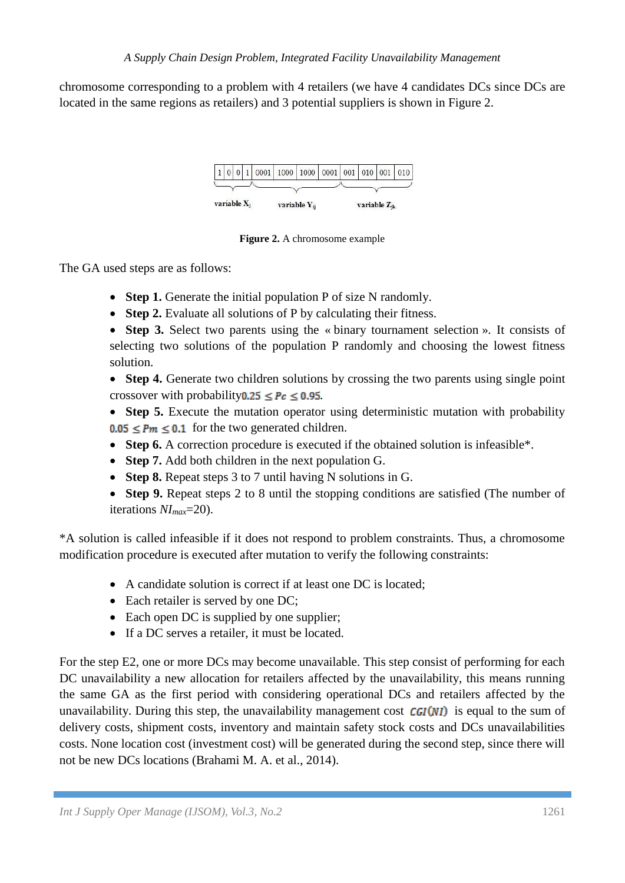chromosome corresponding to a problem with 4 retailers (we have 4 candidates DCs since DCs are located in the same regions as retailers) and 3 potential suppliers is shown in Figure 2.

| 1 | 0 | 0 | 1 | 0001 | 1000 | 1000 | 0001 | 001 | 010 | 001 | 010 |
|---|---|---|---|---|---|---|---|---|---|---|---|
| variable $X_j$ | | | | variable $Y_{ij}$ | | | | variable $Z_{jk}$ | | | |

**Figure 2.** A chromosome example

The GA used steps are as follows:

- **Step 1.** Generate the initial population P of size N randomly.
- **Step 2.** Evaluate all solutions of P by calculating their fitness.
- **Step 3.** Select two parents using the « binary tournament selection ». It consists of selecting two solutions of the population P randomly and choosing the lowest fitness solution.
- **Step 4.** Generate two children solutions by crossing the two parents using single point crossover with probability $0.25 \leq Pc \leq 0.95$.
- **Step 5.** Execute the mutation operator using deterministic mutation with probability $0.05 \leq Pm \leq 0.1$ for the two generated children.
- **Step 6.** A correction procedure is executed if the obtained solution is infeasible*.
- **Step 7.** Add both children in the next population G.
- **Step 8.** Repeat steps 3 to 7 until having N solutions in G.
- **Step 9.** Repeat steps 2 to 8 until the stopping conditions are satisfied (The number of iterations $NI_{max}$=20).

*A solution is called infeasible if it does not respond to problem constraints. Thus, a chromosome modification procedure is executed after mutation to verify the following constraints:

- A candidate solution is correct if at least one DC is located;
- Each retailer is served by one DC;
- Each open DC is supplied by one supplier;
- If a DC serves a retailer, it must be located.

For the step E2, one or more DCs may become unavailable. This step consist of performing for each DC unavailability a new allocation for retailers affected by the unavailability, this means running the same GA as the first period with considering operational DCs and retailers affected by the unavailability. During this step, the unavailability management cost $CGI(NI)$ is equal to the sum of delivery costs, shipment costs, inventory and maintain safety stock costs and DCs unavailabilities costs. None location cost (investment cost) will be generated during the second step, since there will not be new DCs locations (Brahami M. A. et al., 2014).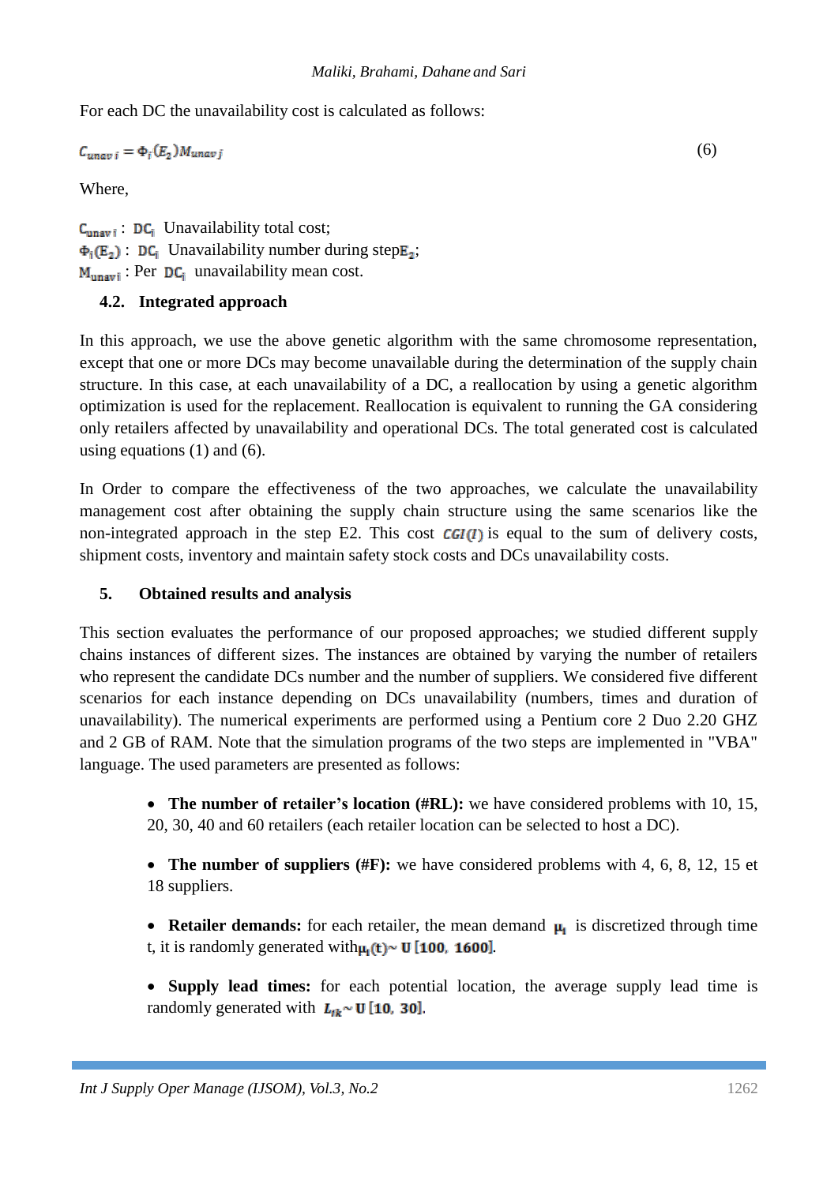For each DC the unavailability cost is calculated as follows:

$$C_{unav\,i} = \Phi_i(E_2) M_{unav\,j} \tag{6}$$

Where,

$C_{unav\,i}$ : $DC_i$ Unavailability total cost;
$\Phi_i(E_2)$ : $DC_i$ Unavailability number during step$E_2$;
$M_{unav\,i}$ : Per $DC_i$ unavailability mean cost.

### 4.2. Integrated approach

In this approach, we use the above genetic algorithm with the same chromosome representation, except that one or more DCs may become unavailable during the determination of the supply chain structure. In this case, at each unavailability of a DC, a reallocation by using a genetic algorithm optimization is used for the replacement. Reallocation is equivalent to running the GA considering only retailers affected by unavailability and operational DCs. The total generated cost is calculated using equations (1) and (6).

In Order to compare the effectiveness of the two approaches, we calculate the unavailability management cost after obtaining the supply chain structure using the same scenarios like the non-integrated approach in the step E2. This cost $CGI(I)$ is equal to the sum of delivery costs, shipment costs, inventory and maintain safety stock costs and DCs unavailability costs.

## 5. Obtained results and analysis

This section evaluates the performance of our proposed approaches; we studied different supply chains instances of different sizes. The instances are obtained by varying the number of retailers who represent the candidate DCs number and the number of suppliers. We considered five different scenarios for each instance depending on DCs unavailability (numbers, times and duration of unavailability). The numerical experiments are performed using a Pentium core 2 Duo 2.20 GHZ and 2 GB of RAM. Note that the simulation programs of the two steps are implemented in "VBA" language. The used parameters are presented as follows:

- **The number of retailer's location (#RL):** we have considered problems with 10, 15, 20, 30, 40 and 60 retailers (each retailer location can be selected to host a DC).
- **The number of suppliers (#F):** we have considered problems with 4, 6, 8, 12, 15 et 18 suppliers.
- **Retailer demands:** for each retailer, the mean demand $\mu_i$ is discretized through time t, it is randomly generated with$\mu_i(t) \sim U\,[100,\ 1600]$.
- **Supply lead times:** for each potential location, the average supply lead time is randomly generated with $L_{fk} \sim U\,[10,\ 30]$.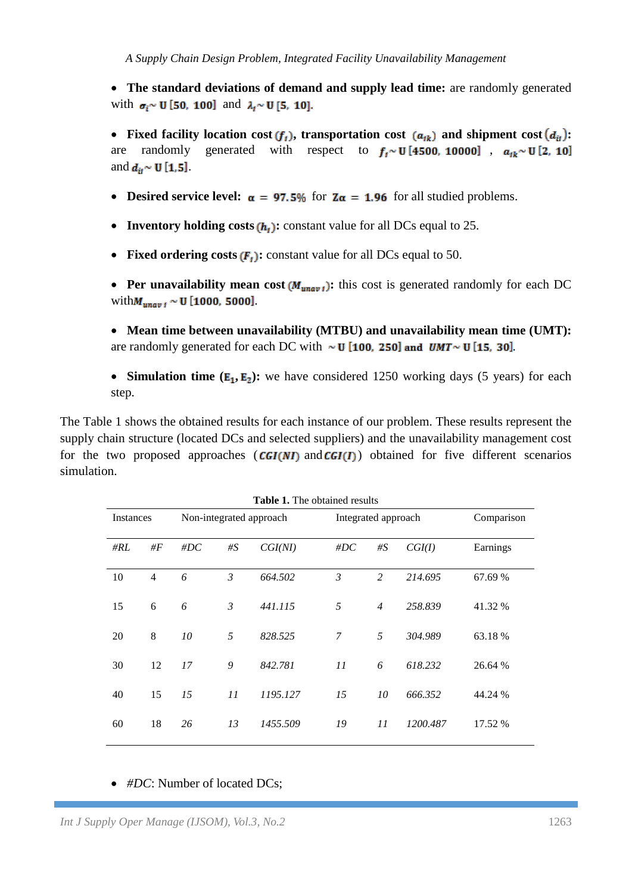- **The standard deviations of demand and supply lead time:** are randomly generated with $\sigma_i \sim U\,[50,\ 100]$ and $\lambda_j \sim U\,[5,\ 10]$.

- **Fixed facility location cost** $(f_j)$, **transportation cost** $(a_{jk})$ **and shipment cost** $(d_{ij})$: are randomly generated with respect to $f_j \sim U\,[4500,\ 10000]$ , $a_{jk} \sim U\,[2,\ 10]$ and $d_{ij} \sim U\,[1{,}5]$.

- **Desired service level:** $\alpha = 97.5\%$ for $Z\alpha = 1.96$ for all studied problems.

- **Inventory holding costs** $(h_j)$: constant value for all DCs equal to 25.

- **Fixed ordering costs** $(F_j)$: constant value for all DCs equal to 50.

- **Per unavailability mean cost** $(M_{unav\,j})$: this cost is generated randomly for each DC with $M_{unav\,j} \sim U\,[1000,\ 5000]$.

- **Mean time between unavailability (MTBU) and unavailability mean time (UMT):** are randomly generated for each DC with $\sim U\,[100,\ 250]$ and $UMT \sim U\,[15,\ 30]$.

- **Simulation time** $(E_1, E_2)$: we have considered 1250 working days (5 years) for each step.

The Table 1 shows the obtained results for each instance of our problem. These results represent the supply chain structure (located DCs and selected suppliers) and the unavailability management cost for the two proposed approaches ($CGI(NI)$ and $CGI(I)$) obtained for five different scenarios simulation.

**Table 1.** The obtained results

| Instances | | Non-integrated approach | | | Integrated approach | | | Comparison |
|---|---|---|---|---|---|---|---|---|
| *#RL* | *#F* | *#DC* | *#S* | *CGI(NI)* | *#DC* | *#S* | *CGI(I)* | Earnings |
| 10 | 4 | *6* | *3* | *664.502* | *3* | *2* | *214.695* | 67.69 % |
| 15 | 6 | *6* | *3* | *441.115* | *5* | *4* | *258.839* | 41.32 % |
| 20 | 8 | *10* | *5* | *828.525* | *7* | *5* | *304.989* | 63.18 % |
| 30 | 12 | *17* | *9* | *842.781* | *11* | *6* | *618.232* | 26.64 % |
| 40 | 15 | *15* | *11* | *1195.127* | *15* | *10* | *666.352* | 44.24 % |
| 60 | 18 | *26* | *13* | *1455.509* | *19* | *11* | *1200.487* | 17.52 % |

- *#DC*: Number of located DCs;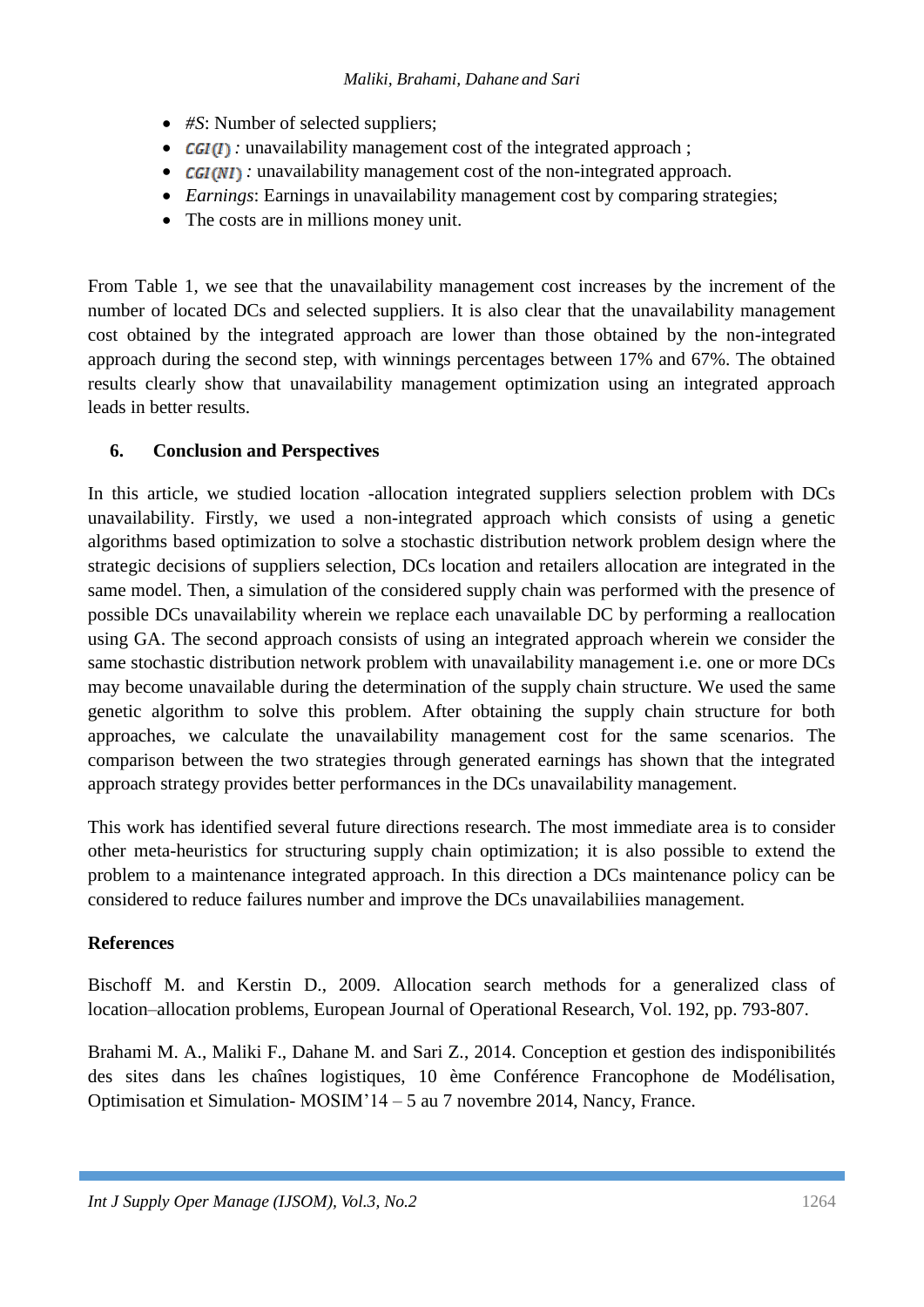- *#S*: Number of selected suppliers;
- $CGI(I)$ *:* unavailability management cost of the integrated approach ;
- $CGI(NI)$ *:* unavailability management cost of the non-integrated approach.
- *Earnings*: Earnings in unavailability management cost by comparing strategies;
- The costs are in millions money unit.

From Table 1, we see that the unavailability management cost increases by the increment of the number of located DCs and selected suppliers. It is also clear that the unavailability management cost obtained by the integrated approach are lower than those obtained by the non-integrated approach during the second step, with winnings percentages between 17% and 67%. The obtained results clearly show that unavailability management optimization using an integrated approach leads in better results.

## 6. Conclusion and Perspectives

In this article, we studied location -allocation integrated suppliers selection problem with DCs unavailability. Firstly, we used a non-integrated approach which consists of using a genetic algorithms based optimization to solve a stochastic distribution network problem design where the strategic decisions of suppliers selection, DCs location and retailers allocation are integrated in the same model. Then, a simulation of the considered supply chain was performed with the presence of possible DCs unavailability wherein we replace each unavailable DC by performing a reallocation using GA. The second approach consists of using an integrated approach wherein we consider the same stochastic distribution network problem with unavailability management i.e. one or more DCs may become unavailable during the determination of the supply chain structure. We used the same genetic algorithm to solve this problem. After obtaining the supply chain structure for both approaches, we calculate the unavailability management cost for the same scenarios. The comparison between the two strategies through generated earnings has shown that the integrated approach strategy provides better performances in the DCs unavailability management.

This work has identified several future directions research. The most immediate area is to consider other meta-heuristics for structuring supply chain optimization; it is also possible to extend the problem to a maintenance integrated approach. In this direction a DCs maintenance policy can be considered to reduce failures number and improve the DCs unavailabiliies management.

**References**

Bischoff M. and Kerstin D., 2009. Allocation search methods for a generalized class of location–allocation problems, European Journal of Operational Research, Vol. 192, pp. 793-807.

Brahami M. A., Maliki F., Dahane M. and Sari Z., 2014. Conception et gestion des indisponibilités des sites dans les chaînes logistiques, 10 ème Conférence Francophone de Modélisation, Optimisation et Simulation- MOSIM'14 – 5 au 7 novembre 2014, Nancy, France.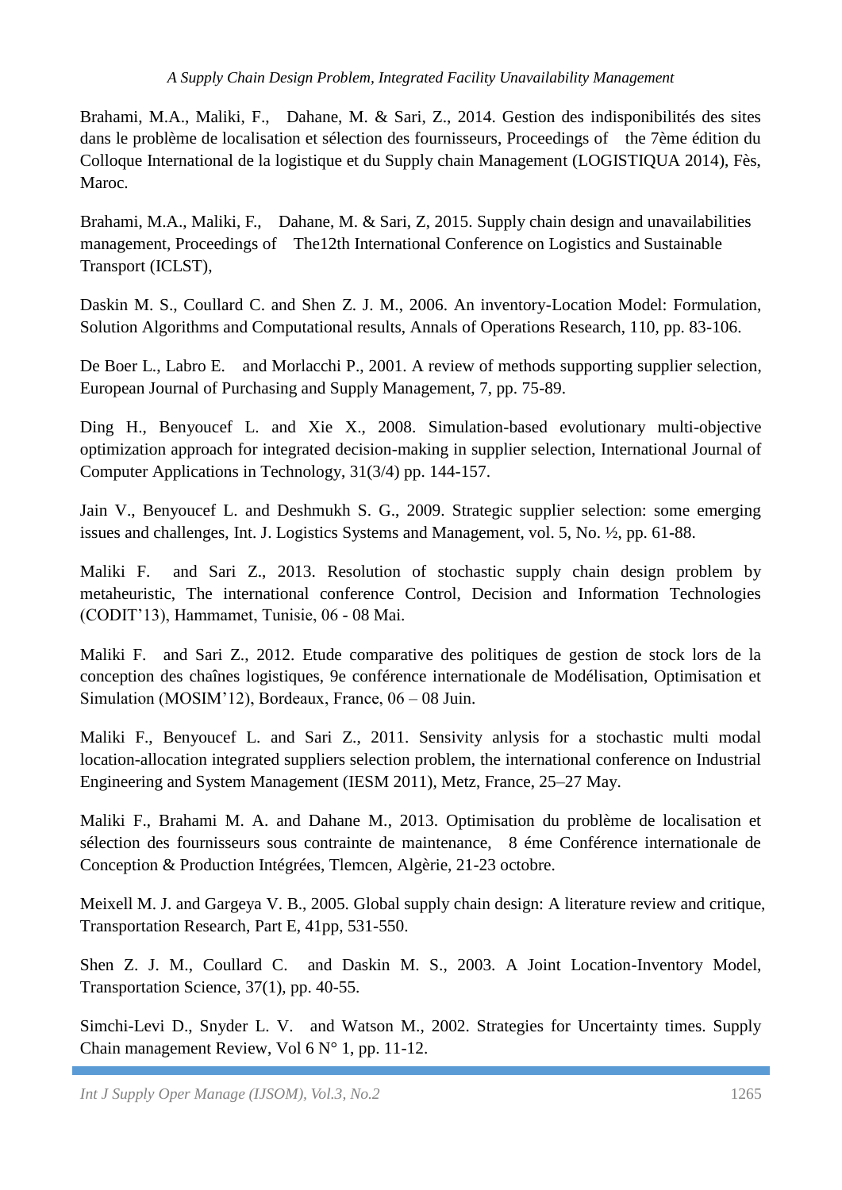Brahami, M.A., Maliki, F., Dahane, M. & Sari, Z., 2014. Gestion des indisponibilités des sites dans le problème de localisation et sélection des fournisseurs, Proceedings of the 7ème édition du Colloque International de la logistique et du Supply chain Management (LOGISTIQUA 2014), Fès, Maroc.

Brahami, M.A., Maliki, F., Dahane, M. & Sari, Z, 2015. Supply chain design and unavailabilities management, Proceedings of The12th International Conference on Logistics and Sustainable Transport (ICLST),

Daskin M. S., Coullard C. and Shen Z. J. M., 2006. An inventory-Location Model: Formulation, Solution Algorithms and Computational results, Annals of Operations Research, 110, pp. 83-106.

De Boer L., Labro E. and Morlacchi P., 2001. A review of methods supporting supplier selection, European Journal of Purchasing and Supply Management, 7, pp. 75-89.

Ding H., Benyoucef L. and Xie X., 2008. Simulation-based evolutionary multi-objective optimization approach for integrated decision-making in supplier selection, International Journal of Computer Applications in Technology, 31(3/4) pp. 144-157.

Jain V., Benyoucef L. and Deshmukh S. G., 2009. Strategic supplier selection: some emerging issues and challenges, Int. J. Logistics Systems and Management, vol. 5, No. ½, pp. 61-88.

Maliki F. and Sari Z., 2013. Resolution of stochastic supply chain design problem by metaheuristic, The international conference Control, Decision and Information Technologies (CODIT'13), Hammamet, Tunisie, 06 - 08 Mai.

Maliki F. and Sari Z., 2012. Etude comparative des politiques de gestion de stock lors de la conception des chaînes logistiques, 9e conférence internationale de Modélisation, Optimisation et Simulation (MOSIM'12), Bordeaux, France, 06 – 08 Juin.

Maliki F., Benyoucef L. and Sari Z., 2011. Sensivity anlysis for a stochastic multi modal location-allocation integrated suppliers selection problem, the international conference on Industrial Engineering and System Management (IESM 2011), Metz, France, 25–27 May.

Maliki F., Brahami M. A. and Dahane M., 2013. Optimisation du problème de localisation et sélection des fournisseurs sous contrainte de maintenance, 8 éme Conférence internationale de Conception & Production Intégrées, Tlemcen, Algèrie, 21-23 octobre.

Meixell M. J. and Gargeya V. B., 2005. Global supply chain design: A literature review and critique, Transportation Research, Part E, 41pp, 531-550.

Shen Z. J. M., Coullard C. and Daskin M. S., 2003. A Joint Location-Inventory Model, Transportation Science, 37(1), pp. 40-55.

Simchi-Levi D., Snyder L. V. and Watson M., 2002. Strategies for Uncertainty times. Supply Chain management Review, Vol 6 N° 1, pp. 11-12.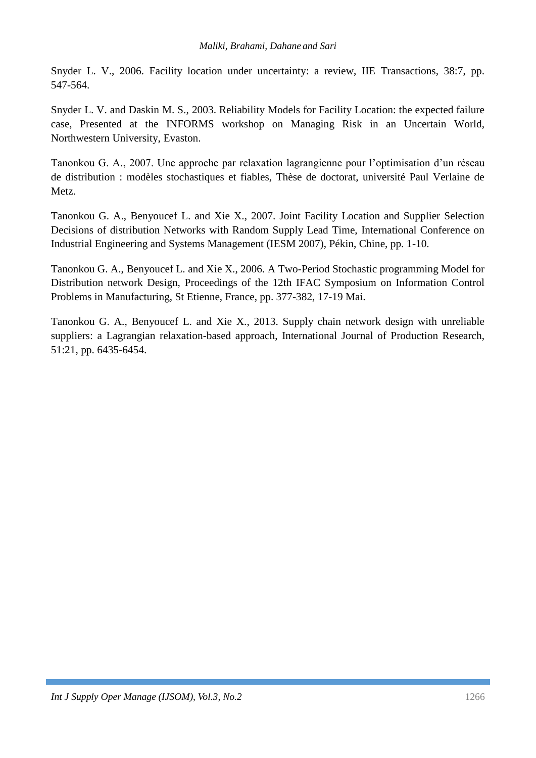Snyder L. V., 2006. Facility location under uncertainty: a review, IIE Transactions, 38:7, pp. 547-564.

Snyder L. V. and Daskin M. S., 2003. Reliability Models for Facility Location: the expected failure case, Presented at the INFORMS workshop on Managing Risk in an Uncertain World, Northwestern University, Evaston.

Tanonkou G. A., 2007. Une approche par relaxation lagrangienne pour l'optimisation d'un réseau de distribution : modèles stochastiques et fiables, Thèse de doctorat, université Paul Verlaine de Metz.

Tanonkou G. A., Benyoucef L. and Xie X., 2007. Joint Facility Location and Supplier Selection Decisions of distribution Networks with Random Supply Lead Time, International Conference on Industrial Engineering and Systems Management (IESM 2007), Pékin, Chine, pp. 1-10.

Tanonkou G. A., Benyoucef L. and Xie X., 2006. A Two-Period Stochastic programming Model for Distribution network Design, Proceedings of the 12th IFAC Symposium on Information Control Problems in Manufacturing, St Etienne, France, pp. 377-382, 17-19 Mai.

Tanonkou G. A., Benyoucef L. and Xie X., 2013. Supply chain network design with unreliable suppliers: a Lagrangian relaxation-based approach, International Journal of Production Research, 51:21, pp. 6435-6454.